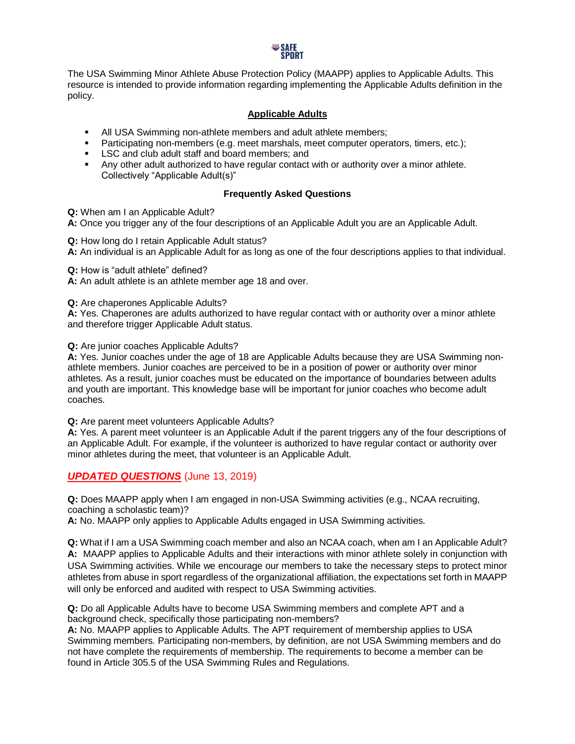The USA Swimming Minor Athlete Abuse Protection Policy (MAAPP) applies to Applicable Adults. This resource is intended to provide information regarding implementing the Applicable Adults definition in the policy.

## Applicable Adults

- All USA Swimming non-athlete members and adult athlete members;
- Participating non-members (e.g. meet marshals, meet computer operators, timers, etc.);
- LSC and club adult staff and board members; and
- Any other adult authorized to have regular contact with or authority over a minor athlete. Collectively "Applicable Adult(s)"

### Frequently Asked Questions

**Q:** When am I an Applicable Adult?
**A:** Once you trigger any of the four descriptions of an Applicable Adult you are an Applicable Adult.

**Q:** How long do I retain Applicable Adult status?
**A:** An individual is an Applicable Adult for as long as one of the four descriptions applies to that individual.

**Q:** How is "adult athlete" defined?
**A:** An adult athlete is an athlete member age 18 and over.

**Q:** Are chaperones Applicable Adults?
**A:** Yes. Chaperones are adults authorized to have regular contact with or authority over a minor athlete and therefore trigger Applicable Adult status.

**Q:** Are junior coaches Applicable Adults?
**A:** Yes. Junior coaches under the age of 18 are Applicable Adults because they are USA Swimming non-athlete members. Junior coaches are perceived to be in a position of power or authority over minor athletes. As a result, junior coaches must be educated on the importance of boundaries between adults and youth are important. This knowledge base will be important for junior coaches who become adult coaches.

**Q:** Are parent meet volunteers Applicable Adults?
**A:** Yes. A parent meet volunteer is an Applicable Adult if the parent triggers any of the four descriptions of an Applicable Adult. For example, if the volunteer is authorized to have regular contact or authority over minor athletes during the meet, that volunteer is an Applicable Adult.

## ***UPDATED QUESTIONS*** (June 13, 2019)

**Q:** Does MAAPP apply when I am engaged in non-USA Swimming activities (e.g., NCAA recruiting, coaching a scholastic team)?
**A:** No. MAAPP only applies to Applicable Adults engaged in USA Swimming activities.

**Q:** What if I am a USA Swimming coach member and also an NCAA coach, when am I an Applicable Adult?
**A:** MAAPP applies to Applicable Adults and their interactions with minor athlete solely in conjunction with USA Swimming activities. While we encourage our members to take the necessary steps to protect minor athletes from abuse in sport regardless of the organizational affiliation, the expectations set forth in MAAPP will only be enforced and audited with respect to USA Swimming activities.

**Q:** Do all Applicable Adults have to become USA Swimming members and complete APT and a background check, specifically those participating non-members?
**A:** No. MAAPP applies to Applicable Adults. The APT requirement of membership applies to USA Swimming members. Participating non-members, by definition, are not USA Swimming members and do not have complete the requirements of membership. The requirements to become a member can be found in Article 305.5 of the USA Swimming Rules and Regulations.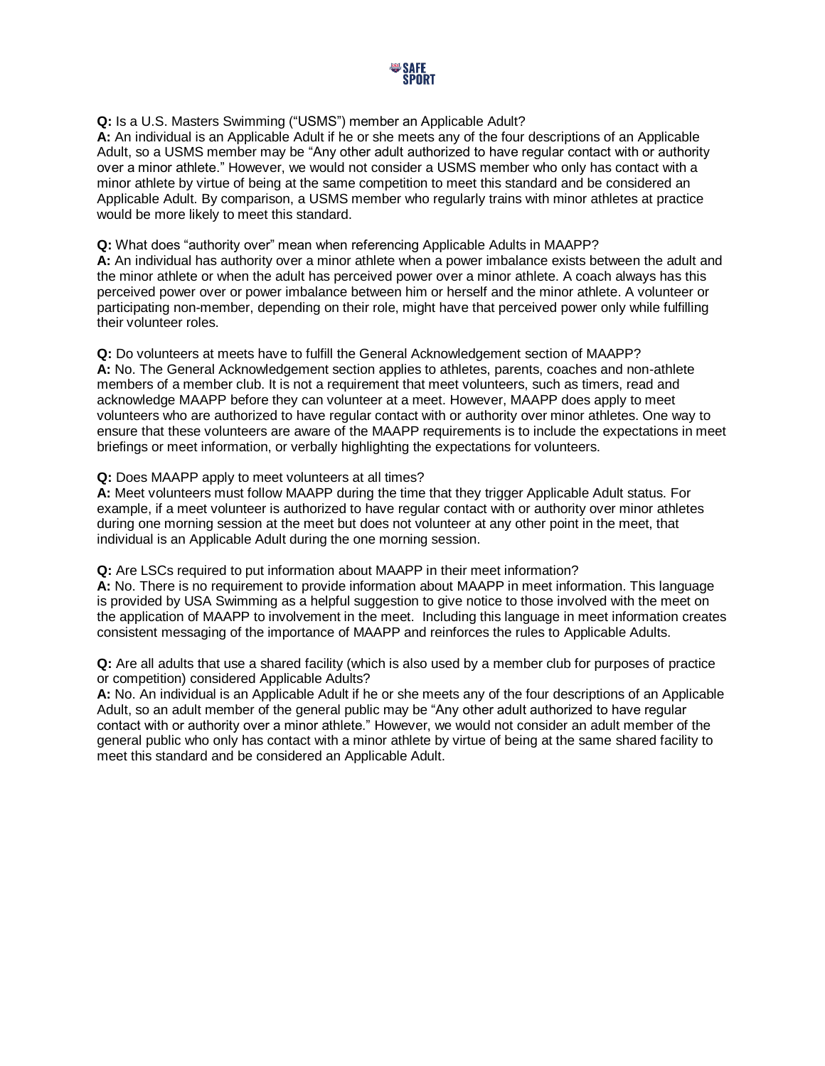**Q:** Is a U.S. Masters Swimming ("USMS") member an Applicable Adult?
**A:** An individual is an Applicable Adult if he or she meets any of the four descriptions of an Applicable Adult, so a USMS member may be "Any other adult authorized to have regular contact with or authority over a minor athlete." However, we would not consider a USMS member who only has contact with a minor athlete by virtue of being at the same competition to meet this standard and be considered an Applicable Adult. By comparison, a USMS member who regularly trains with minor athletes at practice would be more likely to meet this standard.

**Q:** What does "authority over" mean when referencing Applicable Adults in MAAPP?
**A:** An individual has authority over a minor athlete when a power imbalance exists between the adult and the minor athlete or when the adult has perceived power over a minor athlete. A coach always has this perceived power over or power imbalance between him or herself and the minor athlete. A volunteer or participating non-member, depending on their role, might have that perceived power only while fulfilling their volunteer roles.

**Q:** Do volunteers at meets have to fulfill the General Acknowledgement section of MAAPP?
**A:** No. The General Acknowledgement section applies to athletes, parents, coaches and non-athlete members of a member club. It is not a requirement that meet volunteers, such as timers, read and acknowledge MAAPP before they can volunteer at a meet. However, MAAPP does apply to meet volunteers who are authorized to have regular contact with or authority over minor athletes. One way to ensure that these volunteers are aware of the MAAPP requirements is to include the expectations in meet briefings or meet information, or verbally highlighting the expectations for volunteers.

**Q:** Does MAAPP apply to meet volunteers at all times?
**A:** Meet volunteers must follow MAAPP during the time that they trigger Applicable Adult status. For example, if a meet volunteer is authorized to have regular contact with or authority over minor athletes during one morning session at the meet but does not volunteer at any other point in the meet, that individual is an Applicable Adult during the one morning session.

**Q:** Are LSCs required to put information about MAAPP in their meet information?
**A:** No. There is no requirement to provide information about MAAPP in meet information. This language is provided by USA Swimming as a helpful suggestion to give notice to those involved with the meet on the application of MAAPP to involvement in the meet. Including this language in meet information creates consistent messaging of the importance of MAAPP and reinforces the rules to Applicable Adults.

**Q:** Are all adults that use a shared facility (which is also used by a member club for purposes of practice or competition) considered Applicable Adults?
**A:** No. An individual is an Applicable Adult if he or she meets any of the four descriptions of an Applicable Adult, so an adult member of the general public may be "Any other adult authorized to have regular contact with or authority over a minor athlete." However, we would not consider an adult member of the general public who only has contact with a minor athlete by virtue of being at the same shared facility to meet this standard and be considered an Applicable Adult.